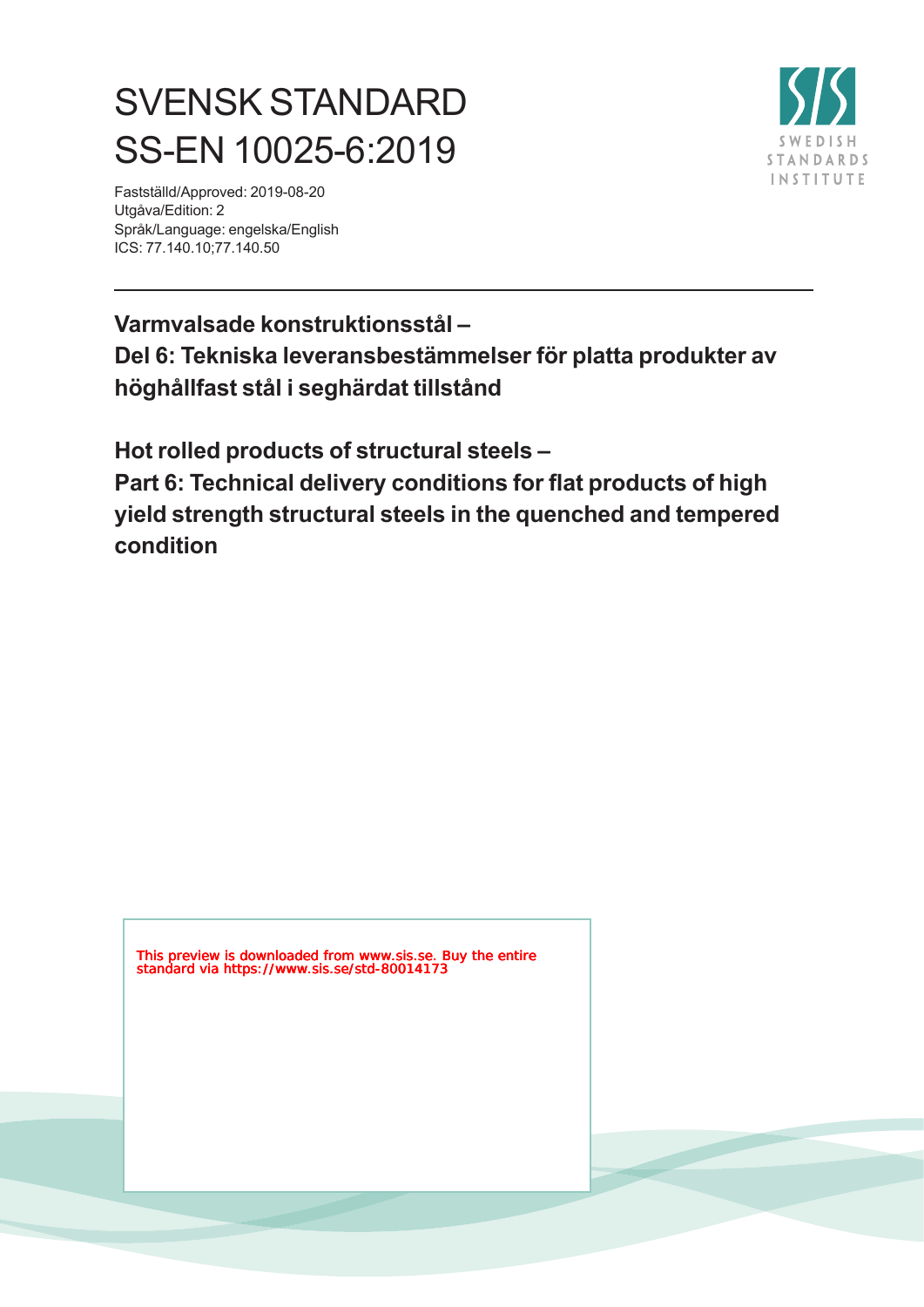# SVENSK STANDARD
# SS-EN 10025-6:2019

Fastställd/Approved: 2019-08-20
Utgåva/Edition: 2
Språk/Language: engelska/English
ICS: 77.140.10;77.140.50

**Varmvalsade konstruktionsstål –**
**Del 6: Tekniska leveransbestämmelser för platta produkter av höghållfast stål i seghärdat tillstånd**

**Hot rolled products of structural steels –**
**Part 6: Technical delivery conditions for flat products of high yield strength structural steels in the quenched and tempered condition**

This preview is downloaded from www.sis.se. Buy the entire standard via https://www.sis.se/std-80014173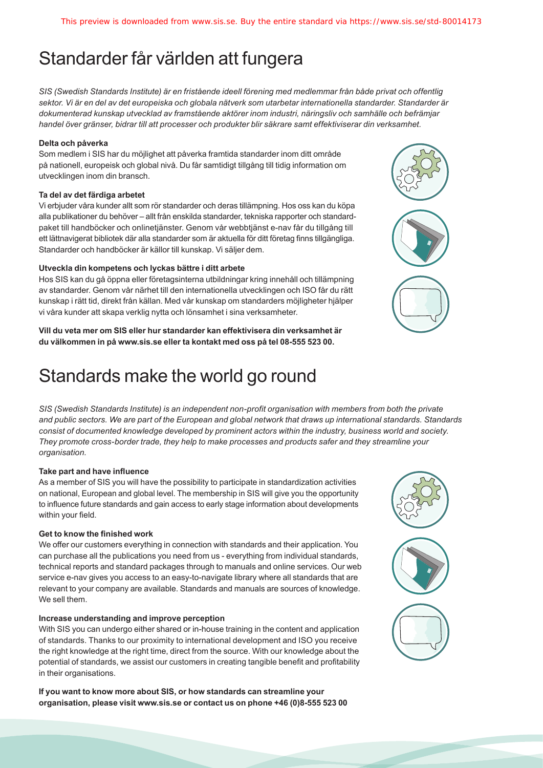# Standarder får världen att fungera

*SIS (Swedish Standards Institute) är en fristående ideell förening med medlemmar från både privat och offentlig sektor. Vi är en del av det europeiska och globala nätverk som utarbetar internationella standarder. Standarder är dokumenterad kunskap utvecklad av framstående aktörer inom industri, näringsliv och samhälle och befrämjar handel över gränser, bidrar till att processer och produkter blir säkrare samt effektiviserar din verksamhet.*

**Delta och påverka**

Som medlem i SIS har du möjlighet att påverka framtida standarder inom ditt område på nationell, europeisk och global nivå. Du får samtidigt tillgång till tidig information om utvecklingen inom din bransch.

**Ta del av det färdiga arbetet**

Vi erbjuder våra kunder allt som rör standarder och deras tillämpning. Hos oss kan du köpa alla publikationer du behöver – allt från enskilda standarder, tekniska rapporter och standardpaket till handböcker och onlinetjänster. Genom vår webbtjänst e-nav får du tillgång till ett lättnavigerat bibliotek där alla standarder som är aktuella för ditt företag finns tillgängliga. Standarder och handböcker är källor till kunskap. Vi säljer dem.

**Utveckla din kompetens och lyckas bättre i ditt arbete**

Hos SIS kan du gå öppna eller företagsinterna utbildningar kring innehåll och tillämpning av standarder. Genom vår närhet till den internationella utvecklingen och ISO får du rätt kunskap i rätt tid, direkt från källan. Med vår kunskap om standarders möjligheter hjälper vi våra kunder att skapa verklig nytta och lönsamhet i sina verksamheter.

**Vill du veta mer om SIS eller hur standarder kan effektivisera din verksamhet är du välkommen in på www.sis.se eller ta kontakt med oss på tel 08-555 523 00.**

# Standards make the world go round

*SIS (Swedish Standards Institute) is an independent non-profit organisation with members from both the private and public sectors. We are part of the European and global network that draws up international standards. Standards consist of documented knowledge developed by prominent actors within the industry, business world and society. They promote cross-border trade, they help to make processes and products safer and they streamline your organisation.*

**Take part and have influence**

As a member of SIS you will have the possibility to participate in standardization activities on national, European and global level. The membership in SIS will give you the opportunity to influence future standards and gain access to early stage information about developments within your field.

**Get to know the finished work**

We offer our customers everything in connection with standards and their application. You can purchase all the publications you need from us - everything from individual standards, technical reports and standard packages through to manuals and online services. Our web service e-nav gives you access to an easy-to-navigate library where all standards that are relevant to your company are available. Standards and manuals are sources of knowledge. We sell them.

**Increase understanding and improve perception**

With SIS you can undergo either shared or in-house training in the content and application of standards. Thanks to our proximity to international development and ISO you receive the right knowledge at the right time, direct from the source. With our knowledge about the potential of standards, we assist our customers in creating tangible benefit and profitability in their organisations.

**If you want to know more about SIS, or how standards can streamline your organisation, please visit www.sis.se or contact us on phone +46 (0)8-555 523 00**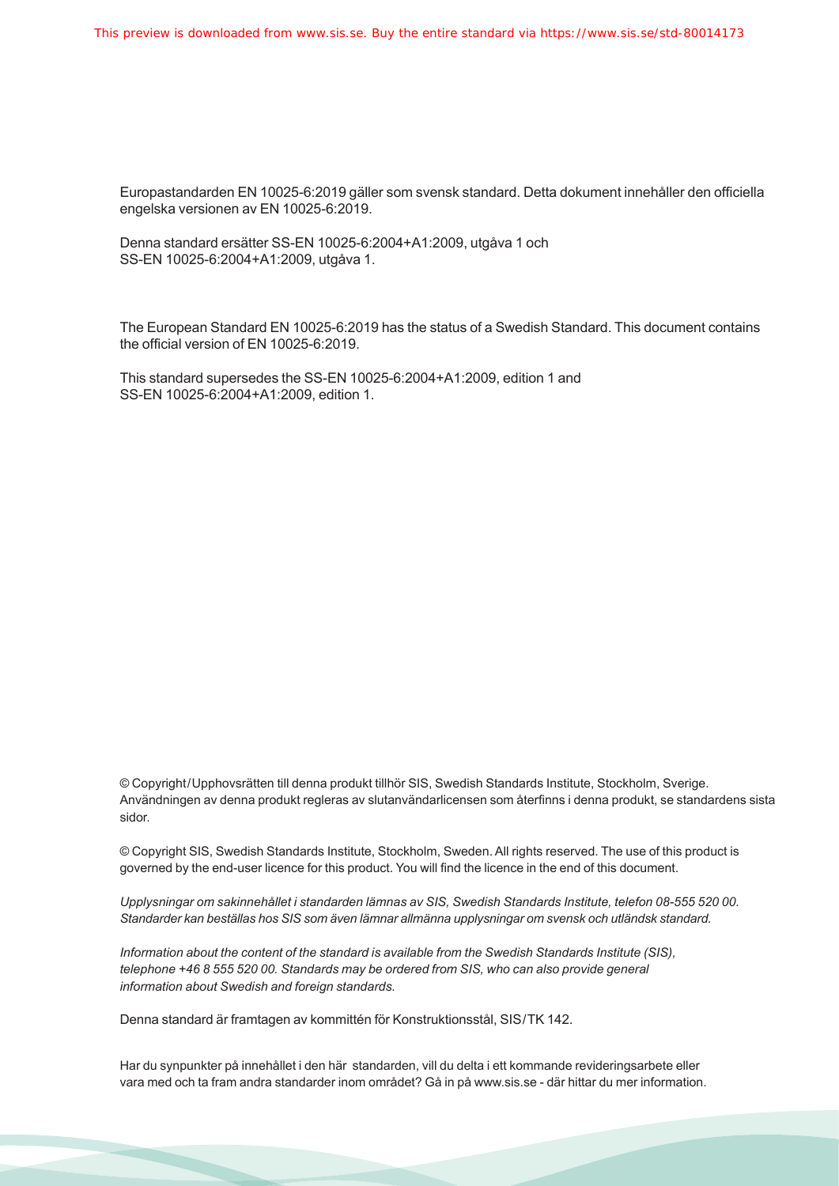Europastandarden EN 10025-6:2019 gäller som svensk standard. Detta dokument innehåller den officiella engelska versionen av EN 10025-6:2019.

Denna standard ersätter SS-EN 10025-6:2004+A1:2009, utgåva 1 och SS-EN 10025-6:2004+A1:2009, utgåva 1.

The European Standard EN 10025-6:2019 has the status of a Swedish Standard. This document contains the official version of EN 10025-6:2019.

This standard supersedes the SS-EN 10025-6:2004+A1:2009, edition 1 and SS-EN 10025-6:2004+A1:2009, edition 1.

© Copyright/Upphovsrätten till denna produkt tillhör SIS, Swedish Standards Institute, Stockholm, Sverige. Användningen av denna produkt regleras av slutanvändarlicensen som återfinns i denna produkt, se standardens sista sidor.

© Copyright SIS, Swedish Standards Institute, Stockholm, Sweden. All rights reserved. The use of this product is governed by the end-user licence for this product. You will find the licence in the end of this document.

*Upplysningar om sakinnehållet i standarden lämnas av SIS, Swedish Standards Institute, telefon 08-555 520 00. Standarder kan beställas hos SIS som även lämnar allmänna upplysningar om svensk och utländsk standard.*

*Information about the content of the standard is available from the Swedish Standards Institute (SIS), telephone +46 8 555 520 00. Standards may be ordered from SIS, who can also provide general information about Swedish and foreign standards.*

Denna standard är framtagen av kommittén för Konstruktionsstål, SIS/TK 142.

Har du synpunkter på innehållet i den här standarden, vill du delta i ett kommande revideringsarbete eller vara med och ta fram andra standarder inom området? Gå in på www.sis.se - där hittar du mer information.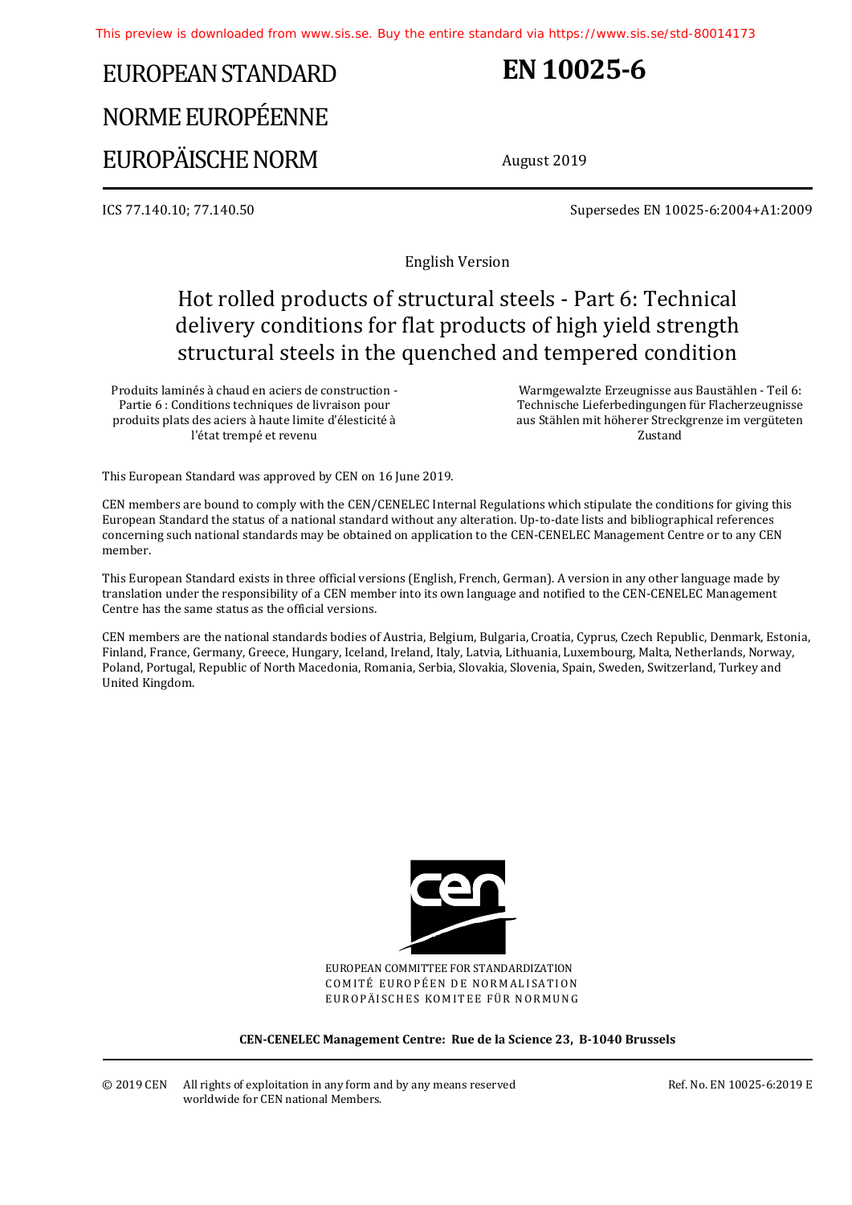# EUROPEAN STANDARD
# NORME EUROPÉENNE
# EUROPÄISCHE NORM

# EN 10025-6

August 2019

ICS 77.140.10; 77.140.50

Supersedes EN 10025-6:2004+A1:2009

English Version

## Hot rolled products of structural steels - Part 6: Technical delivery conditions for flat products of high yield strength structural steels in the quenched and tempered condition

Produits laminés à chaud en aciers de construction - Partie 6 : Conditions techniques de livraison pour produits plats des aciers à haute limite d'élesticité à l'état trempé et revenu

Warmgewalzte Erzeugnisse aus Baustählen - Teil 6: Technische Lieferbedingungen für Flacherzeugnisse aus Stählen mit höherer Streckgrenze im vergüteten Zustand

This European Standard was approved by CEN on 16 June 2019.

CEN members are bound to comply with the CEN/CENELEC Internal Regulations which stipulate the conditions for giving this European Standard the status of a national standard without any alteration. Up-to-date lists and bibliographical references concerning such national standards may be obtained on application to the CEN-CENELEC Management Centre or to any CEN member.

This European Standard exists in three official versions (English, French, German). A version in any other language made by translation under the responsibility of a CEN member into its own language and notified to the CEN-CENELEC Management Centre has the same status as the official versions.

CEN members are the national standards bodies of Austria, Belgium, Bulgaria, Croatia, Cyprus, Czech Republic, Denmark, Estonia, Finland, France, Germany, Greece, Hungary, Iceland, Ireland, Italy, Latvia, Lithuania, Luxembourg, Malta, Netherlands, Norway, Poland, Portugal, Republic of North Macedonia, Romania, Serbia, Slovakia, Slovenia, Spain, Sweden, Switzerland, Turkey and United Kingdom.

EUROPEAN COMMITTEE FOR STANDARDIZATION
COMITÉ EUROPÉEN DE NORMALISATION
EUROPÄISCHES KOMITEE FÜR NORMUNG

**CEN-CENELEC Management Centre: Rue de la Science 23, B-1040 Brussels**

© 2019 CEN All rights of exploitation in any form and by any means reserved worldwide for CEN national Members.

Ref. No. EN 10025-6:2019 E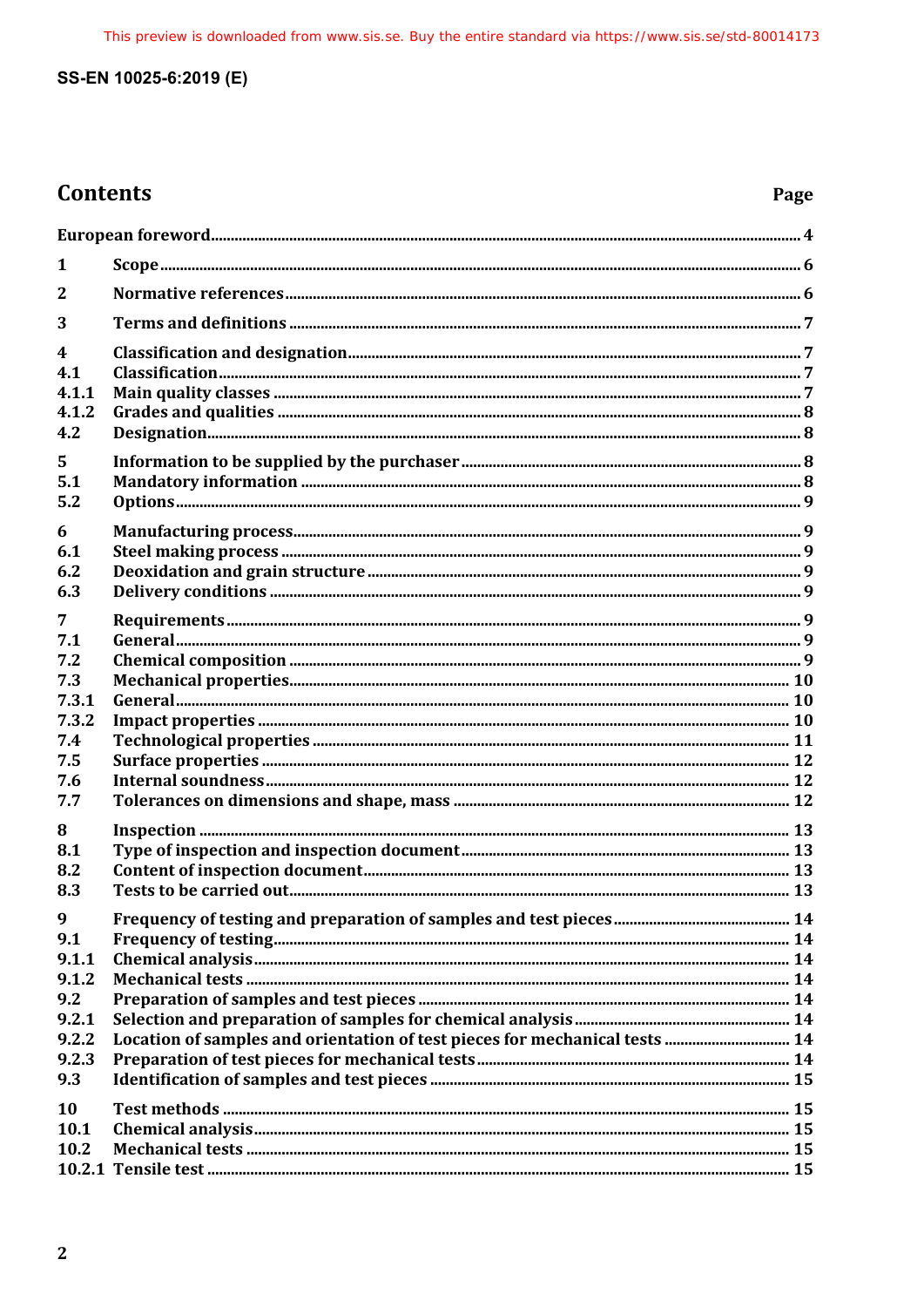## Contents

| | | Page |
|---|---|---|
| **European foreword** | | **4** |
| **1** | **Scope** | **6** |
| **2** | **Normative references** | **6** |
| **3** | **Terms and definitions** | **7** |
| **4** | **Classification and designation** | **7** |
| **4.1** | **Classification** | **7** |
| **4.1.1** | **Main quality classes** | **7** |
| **4.1.2** | **Grades and qualities** | **8** |
| **4.2** | **Designation** | **8** |
| **5** | **Information to be supplied by the purchaser** | **8** |
| **5.1** | **Mandatory information** | **8** |
| **5.2** | **Options** | **9** |
| **6** | **Manufacturing process** | **9** |
| **6.1** | **Steel making process** | **9** |
| **6.2** | **Deoxidation and grain structure** | **9** |
| **6.3** | **Delivery conditions** | **9** |
| **7** | **Requirements** | **9** |
| **7.1** | **General** | **9** |
| **7.2** | **Chemical composition** | **9** |
| **7.3** | **Mechanical properties** | **10** |
| **7.3.1** | **General** | **10** |
| **7.3.2** | **Impact properties** | **10** |
| **7.4** | **Technological properties** | **11** |
| **7.5** | **Surface properties** | **12** |
| **7.6** | **Internal soundness** | **12** |
| **7.7** | **Tolerances on dimensions and shape, mass** | **12** |
| **8** | **Inspection** | **13** |
| **8.1** | **Type of inspection and inspection document** | **13** |
| **8.2** | **Content of inspection document** | **13** |
| **8.3** | **Tests to be carried out** | **13** |
| **9** | **Frequency of testing and preparation of samples and test pieces** | **14** |
| **9.1** | **Frequency of testing** | **14** |
| **9.1.1** | **Chemical analysis** | **14** |
| **9.1.2** | **Mechanical tests** | **14** |
| **9.2** | **Preparation of samples and test pieces** | **14** |
| **9.2.1** | **Selection and preparation of samples for chemical analysis** | **14** |
| **9.2.2** | **Location of samples and orientation of test pieces for mechanical tests** | **14** |
| **9.2.3** | **Preparation of test pieces for mechanical tests** | **14** |
| **9.3** | **Identification of samples and test pieces** | **15** |
| **10** | **Test methods** | **15** |
| **10.1** | **Chemical analysis** | **15** |
| **10.2** | **Mechanical tests** | **15** |
| **10.2.1** | **Tensile test** | **15** |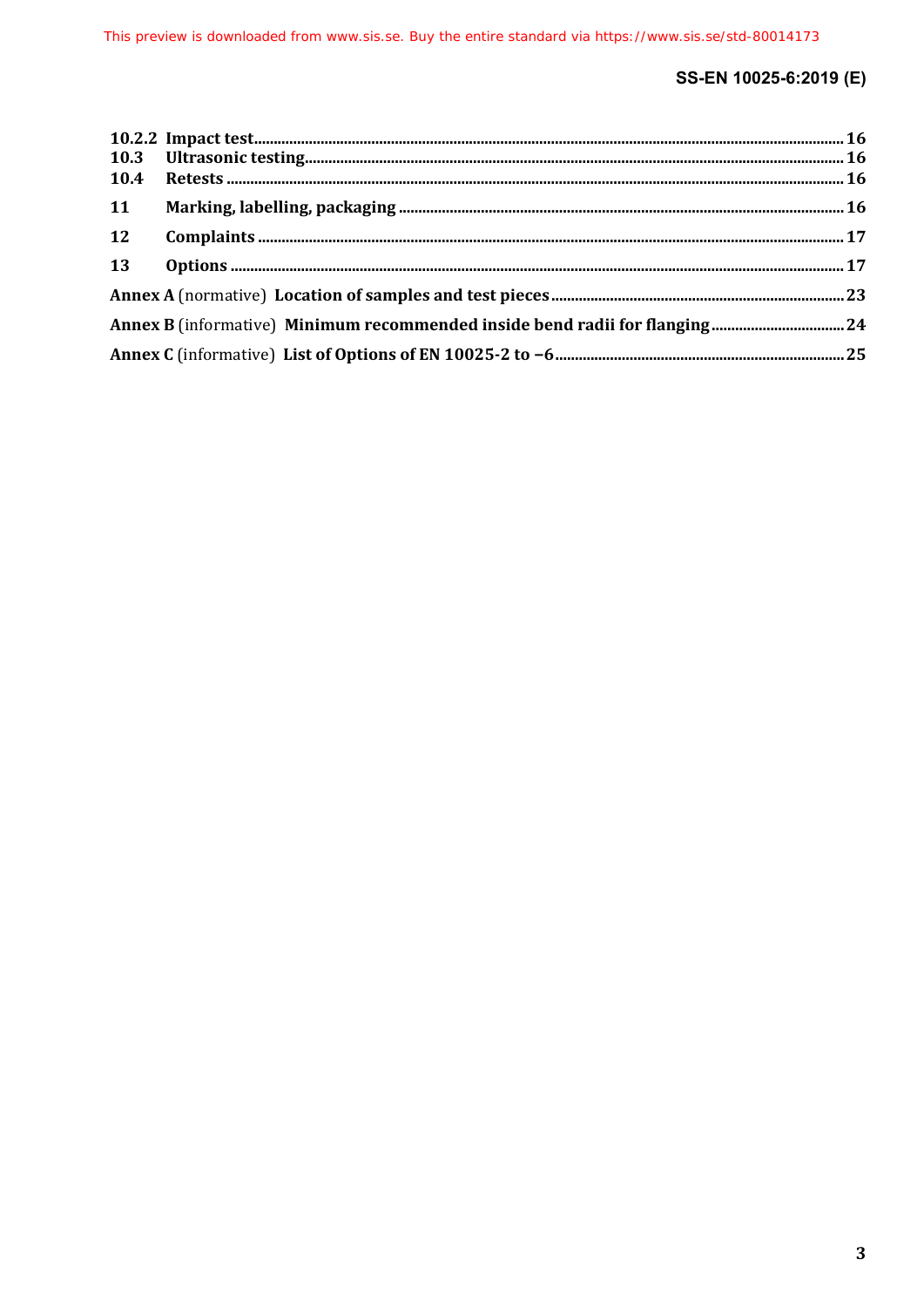10.2.2 **Impact test** .......... 16
10.3 **Ultrasonic testing** .......... 16
10.4 **Retests** .......... 16

11 **Marking, labelling, packaging** .......... 16

12 **Complaints** .......... 17

13 **Options** .......... 17

**Annex A** (normative) **Location of samples and test pieces** .......... 23

**Annex B** (informative) **Minimum recommended inside bend radii for flanging** .......... 24

**Annex C** (informative) **List of Options of EN 10025-2 to –6** .......... 25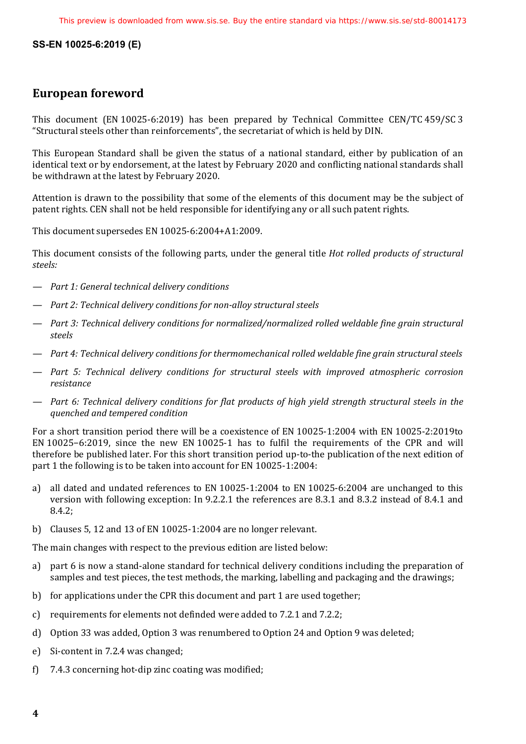## European foreword

This document (EN 10025-6:2019) has been prepared by Technical Committee CEN/TC 459/SC 3 "Structural steels other than reinforcements", the secretariat of which is held by DIN.

This European Standard shall be given the status of a national standard, either by publication of an identical text or by endorsement, at the latest by February 2020 and conflicting national standards shall be withdrawn at the latest by February 2020.

Attention is drawn to the possibility that some of the elements of this document may be the subject of patent rights. CEN shall not be held responsible for identifying any or all such patent rights.

This document supersedes EN 10025-6:2004+A1:2009.

This document consists of the following parts, under the general title *Hot rolled products of structural steels:*

— *Part 1: General technical delivery conditions*

— *Part 2: Technical delivery conditions for non-alloy structural steels*

— *Part 3: Technical delivery conditions for normalized/normalized rolled weldable fine grain structural steels*

— *Part 4: Technical delivery conditions for thermomechanical rolled weldable fine grain structural steels*

— *Part 5: Technical delivery conditions for structural steels with improved atmospheric corrosion resistance*

— *Part 6: Technical delivery conditions for flat products of high yield strength structural steels in the quenched and tempered condition*

For a short transition period there will be a coexistence of EN 10025-1:2004 with EN 10025-2:2019to EN 10025–6:2019, since the new EN 10025-1 has to fulfil the requirements of the CPR and will therefore be published later. For this short transition period up-to-the publication of the next edition of part 1 the following is to be taken into account for EN 10025-1:2004:

a) all dated and undated references to EN 10025-1:2004 to EN 10025-6:2004 are unchanged to this version with following exception: In 9.2.2.1 the references are 8.3.1 and 8.3.2 instead of 8.4.1 and 8.4.2;

b) Clauses 5, 12 and 13 of EN 10025-1:2004 are no longer relevant.

The main changes with respect to the previous edition are listed below:

a) part 6 is now a stand-alone standard for technical delivery conditions including the preparation of samples and test pieces, the test methods, the marking, labelling and packaging and the drawings;

b) for applications under the CPR this document and part 1 are used together;

c) requirements for elements not definded were added to 7.2.1 and 7.2.2;

d) Option 33 was added, Option 3 was renumbered to Option 24 and Option 9 was deleted;

e) Si-content in 7.2.4 was changed;

f) 7.4.3 concerning hot-dip zinc coating was modified;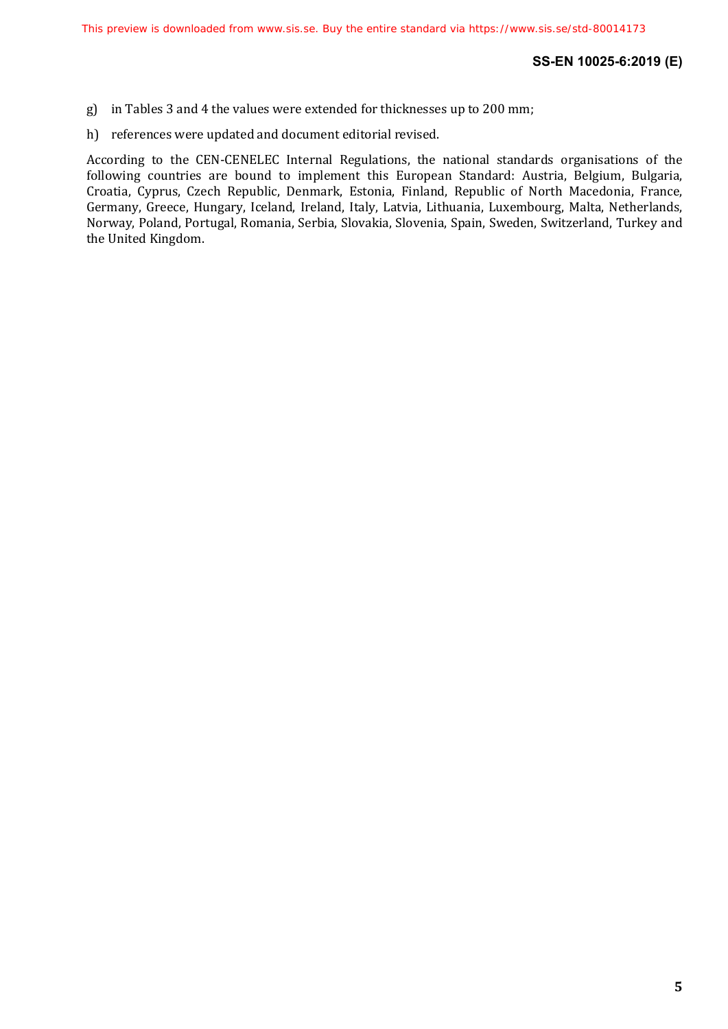g) in Tables 3 and 4 the values were extended for thicknesses up to 200 mm;

h) references were updated and document editorial revised.

According to the CEN-CENELEC Internal Regulations, the national standards organisations of the following countries are bound to implement this European Standard: Austria, Belgium, Bulgaria, Croatia, Cyprus, Czech Republic, Denmark, Estonia, Finland, Republic of North Macedonia, France, Germany, Greece, Hungary, Iceland, Ireland, Italy, Latvia, Lithuania, Luxembourg, Malta, Netherlands, Norway, Poland, Portugal, Romania, Serbia, Slovakia, Slovenia, Spain, Sweden, Switzerland, Turkey and the United Kingdom.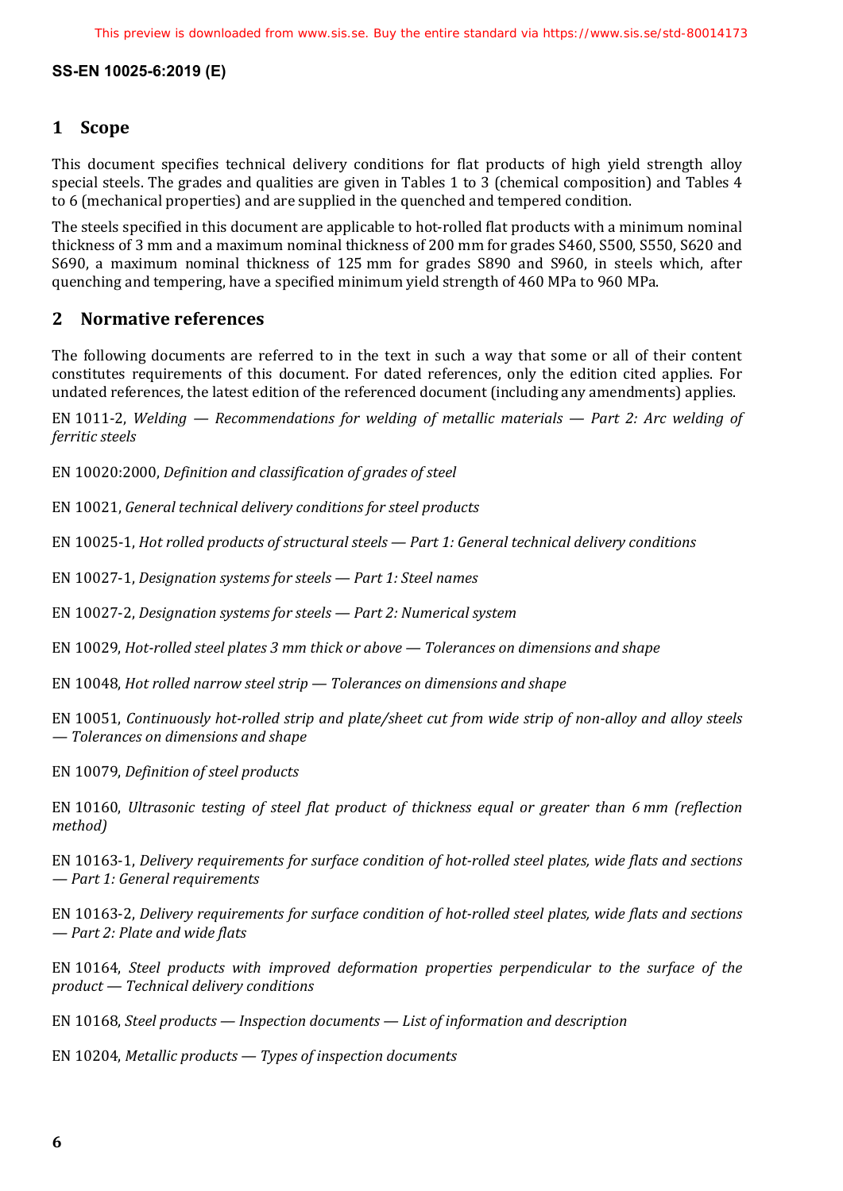## 1 Scope

This document specifies technical delivery conditions for flat products of high yield strength alloy special steels. The grades and qualities are given in Tables 1 to 3 (chemical composition) and Tables 4 to 6 (mechanical properties) and are supplied in the quenched and tempered condition.

The steels specified in this document are applicable to hot-rolled flat products with a minimum nominal thickness of 3 mm and a maximum nominal thickness of 200 mm for grades S460, S500, S550, S620 and S690, a maximum nominal thickness of 125 mm for grades S890 and S960, in steels which, after quenching and tempering, have a specified minimum yield strength of 460 MPa to 960 MPa.

## 2 Normative references

The following documents are referred to in the text in such a way that some or all of their content constitutes requirements of this document. For dated references, only the edition cited applies. For undated references, the latest edition of the referenced document (including any amendments) applies.

EN 1011-2, *Welding — Recommendations for welding of metallic materials — Part 2: Arc welding of ferritic steels*

EN 10020:2000, *Definition and classification of grades of steel*

EN 10021, *General technical delivery conditions for steel products*

EN 10025-1, *Hot rolled products of structural steels — Part 1: General technical delivery conditions*

EN 10027-1, *Designation systems for steels — Part 1: Steel names*

EN 10027-2, *Designation systems for steels — Part 2: Numerical system*

EN 10029, *Hot-rolled steel plates 3 mm thick or above — Tolerances on dimensions and shape*

EN 10048, *Hot rolled narrow steel strip — Tolerances on dimensions and shape*

EN 10051, *Continuously hot-rolled strip and plate/sheet cut from wide strip of non-alloy and alloy steels — Tolerances on dimensions and shape*

EN 10079, *Definition of steel products*

EN 10160, *Ultrasonic testing of steel flat product of thickness equal or greater than 6 mm (reflection method)*

EN 10163-1, *Delivery requirements for surface condition of hot-rolled steel plates, wide flats and sections — Part 1: General requirements*

EN 10163-2, *Delivery requirements for surface condition of hot-rolled steel plates, wide flats and sections — Part 2: Plate and wide flats*

EN 10164, *Steel products with improved deformation properties perpendicular to the surface of the product — Technical delivery conditions*

EN 10168, *Steel products — Inspection documents — List of information and description*

EN 10204, *Metallic products — Types of inspection documents*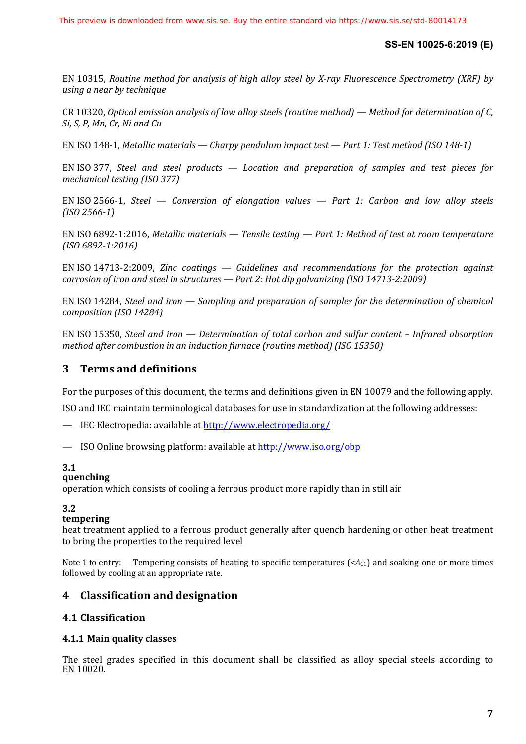EN 10315, *Routine method for analysis of high alloy steel by X-ray Fluorescence Spectrometry (XRF) by using a near by technique*

CR 10320, *Optical emission analysis of low alloy steels (routine method) — Method for determination of C, Si, S, P, Mn, Cr, Ni and Cu*

EN ISO 148-1, *Metallic materials — Charpy pendulum impact test — Part 1: Test method (ISO 148-1)*

EN ISO 377, *Steel and steel products — Location and preparation of samples and test pieces for mechanical testing (ISO 377)*

EN ISO 2566-1, *Steel — Conversion of elongation values — Part 1: Carbon and low alloy steels (ISO 2566-1)*

EN ISO 6892-1:2016, *Metallic materials — Tensile testing — Part 1: Method of test at room temperature (ISO 6892-1:2016)*

EN ISO 14713-2:2009, *Zinc coatings — Guidelines and recommendations for the protection against corrosion of iron and steel in structures — Part 2: Hot dip galvanizing (ISO 14713-2:2009)*

EN ISO 14284, *Steel and iron — Sampling and preparation of samples for the determination of chemical composition (ISO 14284)*

EN ISO 15350, *Steel and iron — Determination of total carbon and sulfur content – Infrared absorption method after combustion in an induction furnace (routine method) (ISO 15350)*

# 3 Terms and definitions

For the purposes of this document, the terms and definitions given in EN 10079 and the following apply.

ISO and IEC maintain terminological databases for use in standardization at the following addresses:

— IEC Electropedia: available at http://www.electropedia.org/

— ISO Online browsing platform: available at http://www.iso.org/obp

**3.1**
**quenching**
operation which consists of cooling a ferrous product more rapidly than in still air

**3.2**
**tempering**
heat treatment applied to a ferrous product generally after quench hardening or other heat treatment to bring the properties to the required level

Note 1 to entry: Tempering consists of heating to specific temperatures ($<A_{C1}$) and soaking one or more times followed by cooling at an appropriate rate.

# 4 Classification and designation

## 4.1 Classification

### 4.1.1 Main quality classes

The steel grades specified in this document shall be classified as alloy special steels according to EN 10020.